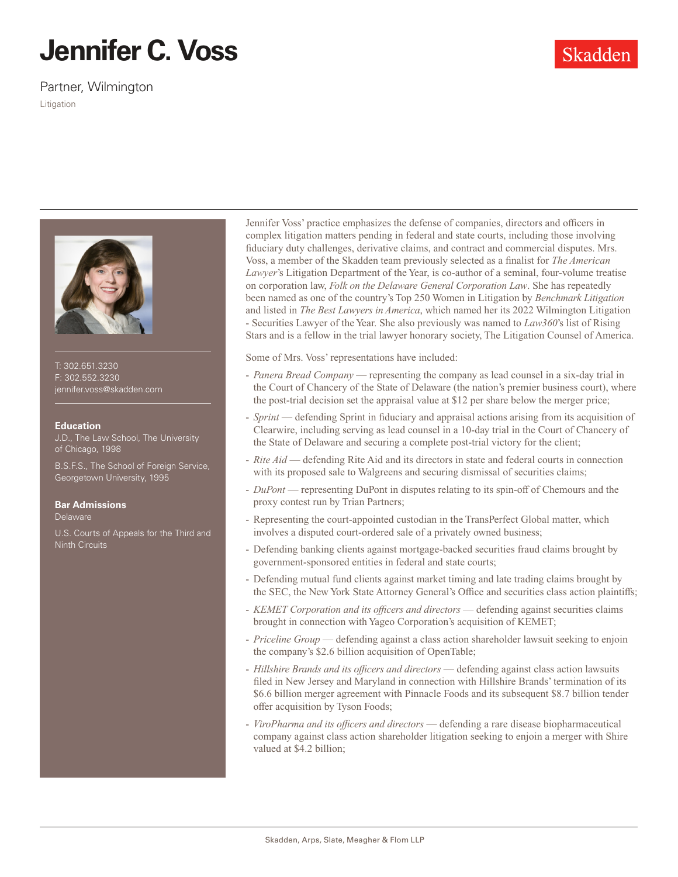# Jennifer C. Voss

Partner, Wilmington

Litigation

T: 302.651.3230
F: 302.552.3230
jennifer.voss@skadden.com

**Education**

J.D., The Law School, The University of Chicago, 1998

B.S.F.S., The School of Foreign Service, Georgetown University, 1995

**Bar Admissions**

Delaware

U.S. Courts of Appeals for the Third and Ninth Circuits

Jennifer Voss' practice emphasizes the defense of companies, directors and officers in complex litigation matters pending in federal and state courts, including those involving fiduciary duty challenges, derivative claims, and contract and commercial disputes. Mrs. Voss, a member of the Skadden team previously selected as a finalist for *The American Lawyer*'s Litigation Department of the Year, is co-author of a seminal, four-volume treatise on corporation law, *Folk on the Delaware General Corporation Law*. She has repeatedly been named as one of the country's Top 250 Women in Litigation by *Benchmark Litigation* and listed in *The Best Lawyers in America*, which named her its 2022 Wilmington Litigation - Securities Lawyer of the Year. She also previously was named to *Law360*'s list of Rising Stars and is a fellow in the trial lawyer honorary society, The Litigation Counsel of America.

Some of Mrs. Voss' representations have included:

- *Panera Bread Company* — representing the company as lead counsel in a six-day trial in the Court of Chancery of the State of Delaware (the nation's premier business court), where the post-trial decision set the appraisal value at $12 per share below the merger price;
- *Sprint* — defending Sprint in fiduciary and appraisal actions arising from its acquisition of Clearwire, including serving as lead counsel in a 10-day trial in the Court of Chancery of the State of Delaware and securing a complete post-trial victory for the client;
- *Rite Aid* — defending Rite Aid and its directors in state and federal courts in connection with its proposed sale to Walgreens and securing dismissal of securities claims;
- *DuPont* — representing DuPont in disputes relating to its spin-off of Chemours and the proxy contest run by Trian Partners;
- Representing the court-appointed custodian in the TransPerfect Global matter, which involves a disputed court-ordered sale of a privately owned business;
- Defending banking clients against mortgage-backed securities fraud claims brought by government-sponsored entities in federal and state courts;
- Defending mutual fund clients against market timing and late trading claims brought by the SEC, the New York State Attorney General's Office and securities class action plaintiffs;
- *KEMET Corporation and its officers and directors* — defending against securities claims brought in connection with Yageo Corporation's acquisition of KEMET;
- *Priceline Group* — defending against a class action shareholder lawsuit seeking to enjoin the company's $2.6 billion acquisition of OpenTable;
- *Hillshire Brands and its officers and directors* — defending against class action lawsuits filed in New Jersey and Maryland in connection with Hillshire Brands' termination of its $6.6 billion merger agreement with Pinnacle Foods and its subsequent $8.7 billion tender offer acquisition by Tyson Foods;
- *ViroPharma and its officers and directors* — defending a rare disease biopharmaceutical company against class action shareholder litigation seeking to enjoin a merger with Shire valued at $4.2 billion;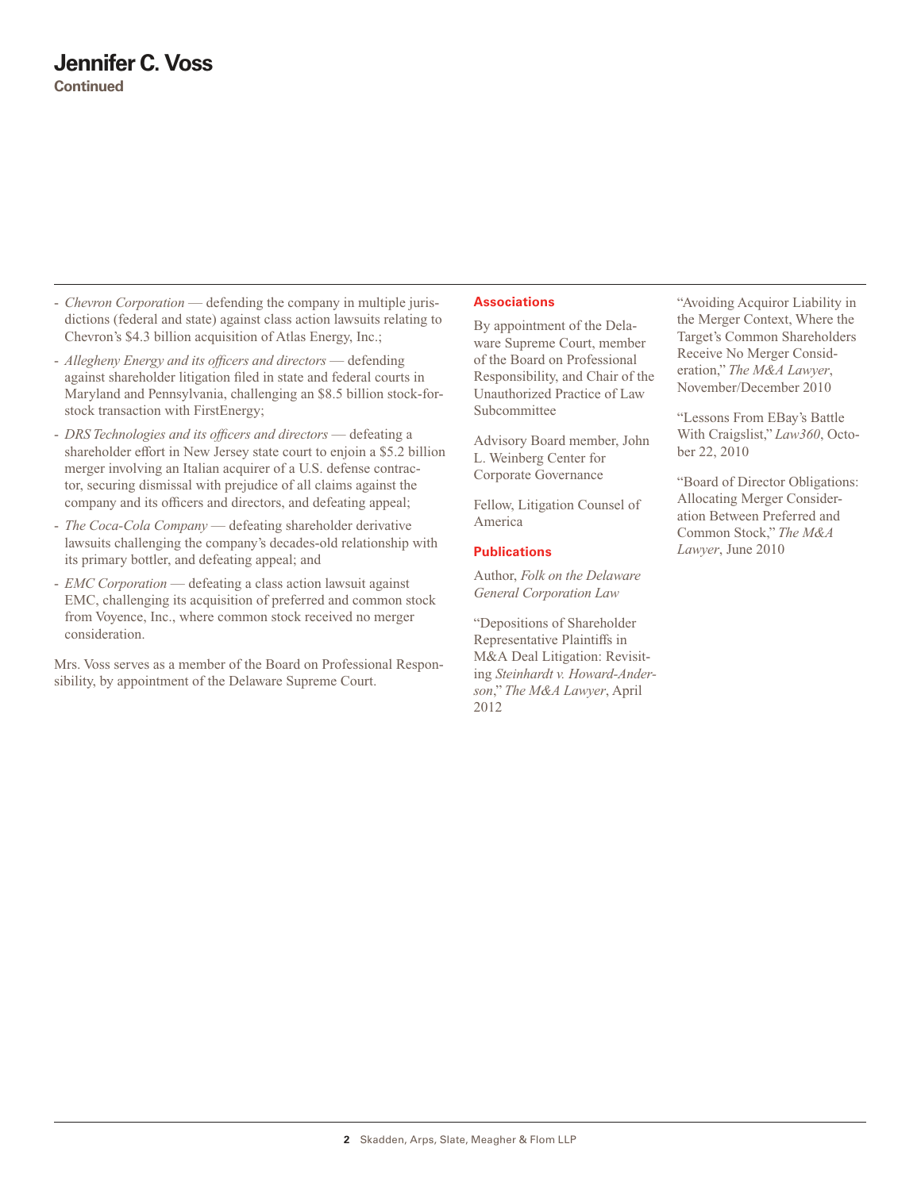# Jennifer C. Voss

**Continued**

- *Chevron Corporation* — defending the company in multiple jurisdictions (federal and state) against class action lawsuits relating to Chevron's $4.3 billion acquisition of Atlas Energy, Inc.;
- *Allegheny Energy and its officers and directors* — defending against shareholder litigation filed in state and federal courts in Maryland and Pennsylvania, challenging an $8.5 billion stock-for-stock transaction with FirstEnergy;
- *DRS Technologies and its officers and directors* — defeating a shareholder effort in New Jersey state court to enjoin a $5.2 billion merger involving an Italian acquirer of a U.S. defense contractor, securing dismissal with prejudice of all claims against the company and its officers and directors, and defeating appeal;
- *The Coca-Cola Company* — defeating shareholder derivative lawsuits challenging the company's decades-old relationship with its primary bottler, and defeating appeal; and
- *EMC Corporation* — defeating a class action lawsuit against EMC, challenging its acquisition of preferred and common stock from Voyence, Inc., where common stock received no merger consideration.

Mrs. Voss serves as a member of the Board on Professional Responsibility, by appointment of the Delaware Supreme Court.

## Associations

By appointment of the Delaware Supreme Court, member of the Board on Professional Responsibility, and Chair of the Unauthorized Practice of Law Subcommittee

Advisory Board member, John L. Weinberg Center for Corporate Governance

Fellow, Litigation Counsel of America

## Publications

Author, *Folk on the Delaware General Corporation Law*

"Depositions of Shareholder Representative Plaintiffs in M&A Deal Litigation: Revisiting *Steinhardt v. Howard-Anderson*," *The M&A Lawyer*, April 2012

"Avoiding Acquiror Liability in the Merger Context, Where the Target's Common Shareholders Receive No Merger Consideration," *The M&A Lawyer*, November/December 2010

"Lessons From EBay's Battle With Craigslist," *Law360*, October 22, 2010

"Board of Director Obligations: Allocating Merger Consideration Between Preferred and Common Stock," *The M&A Lawyer*, June 2010